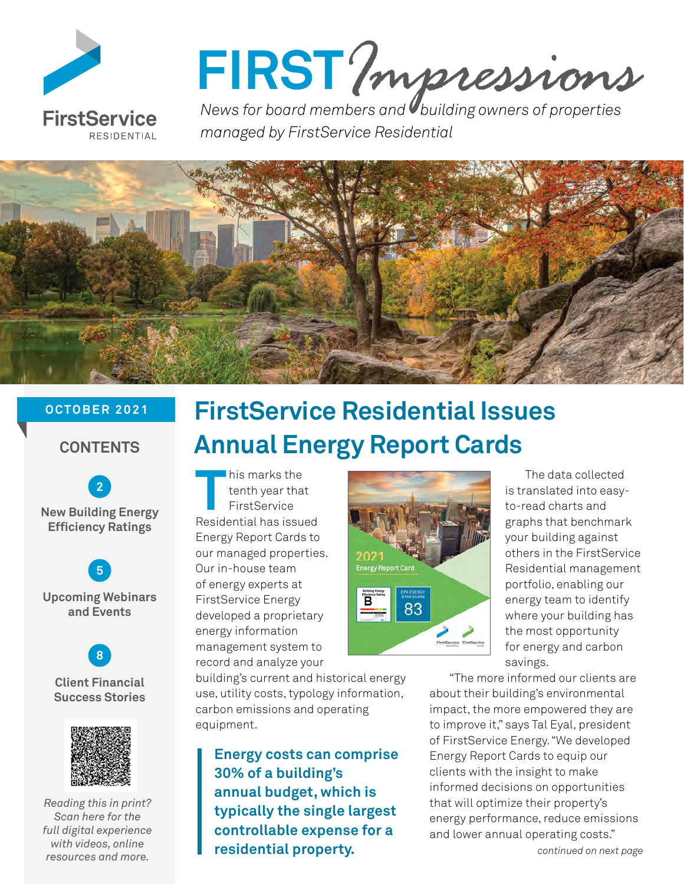# FIRST *Impressions*

*News for board members and building owners of properties managed by FirstService Residential*

**OCTOBER 2021**

## CONTENTS

**2** New Building Energy Efficiency Ratings

**5** Upcoming Webinars and Events

**8** Client Financial Success Stories

*Reading this in print? Scan here for the full digital experience with videos, online resources and more.*

# FirstService Residential Issues Annual Energy Report Cards

This marks the tenth year that FirstService Residential has issued Energy Report Cards to our managed properties. Our in-house team of energy experts at FirstService Energy developed a proprietary energy information management system to record and analyze your building's current and historical energy use, utility costs, typology information, carbon emissions and operating equipment.

> **Energy costs can comprise 30% of a building's annual budget, which is typically the single largest controllable expense for a residential property.**

The data collected is translated into easy-to-read charts and graphs that benchmark your building against others in the FirstService Residential management portfolio, enabling our energy team to identify where your building has the most opportunity for energy and carbon savings.

"The more informed our clients are about their building's environmental impact, the more empowered they are to improve it," says Tal Eyal, president of FirstService Energy. "We developed Energy Report Cards to equip our clients with the insight to make informed decisions on opportunities that will optimize their property's energy performance, reduce emissions and lower annual operating costs."

*continued on next page*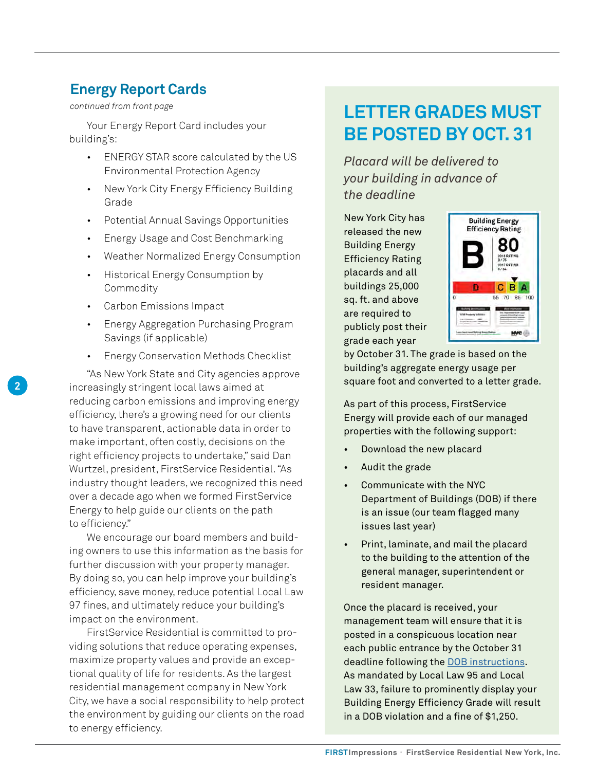## Energy Report Cards

*continued from front page*

Your Energy Report Card includes your building's:

- ENERGY STAR score calculated by the US Environmental Protection Agency
- New York City Energy Efficiency Building Grade
- Potential Annual Savings Opportunities
- Energy Usage and Cost Benchmarking
- Weather Normalized Energy Consumption
- Historical Energy Consumption by Commodity
- Carbon Emissions Impact
- Energy Aggregation Purchasing Program Savings (if applicable)
- Energy Conservation Methods Checklist

"As New York State and City agencies approve increasingly stringent local laws aimed at reducing carbon emissions and improving energy efficiency, there's a growing need for our clients to have transparent, actionable data in order to make important, often costly, decisions on the right efficiency projects to undertake," said Dan Wurtzel, president, FirstService Residential. "As industry thought leaders, we recognized this need over a decade ago when we formed FirstService Energy to help guide our clients on the path to efficiency."

We encourage our board members and building owners to use this information as the basis for further discussion with your property manager. By doing so, you can help improve your building's efficiency, save money, reduce potential Local Law 97 fines, and ultimately reduce your building's impact on the environment.

FirstService Residential is committed to providing solutions that reduce operating expenses, maximize property values and provide an exceptional quality of life for residents. As the largest residential management company in New York City, we have a social responsibility to help protect the environment by guiding our clients on the road to energy efficiency.

## LETTER GRADES MUST BE POSTED BY OCT. 31

*Placard will be delivered to your building in advance of the deadline*

New York City has released the new Building Energy Efficiency Rating placards and all buildings 25,000 sq. ft. and above are required to publicly post their grade each year by October 31. The grade is based on the building's aggregate energy usage per square foot and converted to a letter grade.

As part of this process, FirstService Energy will provide each of our managed properties with the following support:

- Download the new placard
- Audit the grade
- Communicate with the NYC Department of Buildings (DOB) if there is an issue (our team flagged many issues last year)
- Print, laminate, and mail the placard to the building to the attention of the general manager, superintendent or resident manager.

Once the placard is received, your management team will ensure that it is posted in a conspicuous location near each public entrance by the October 31 deadline following the DOB instructions. As mandated by Local Law 95 and Local Law 33, failure to prominently display your Building Energy Efficiency Grade will result in a DOB violation and a fine of $1,250.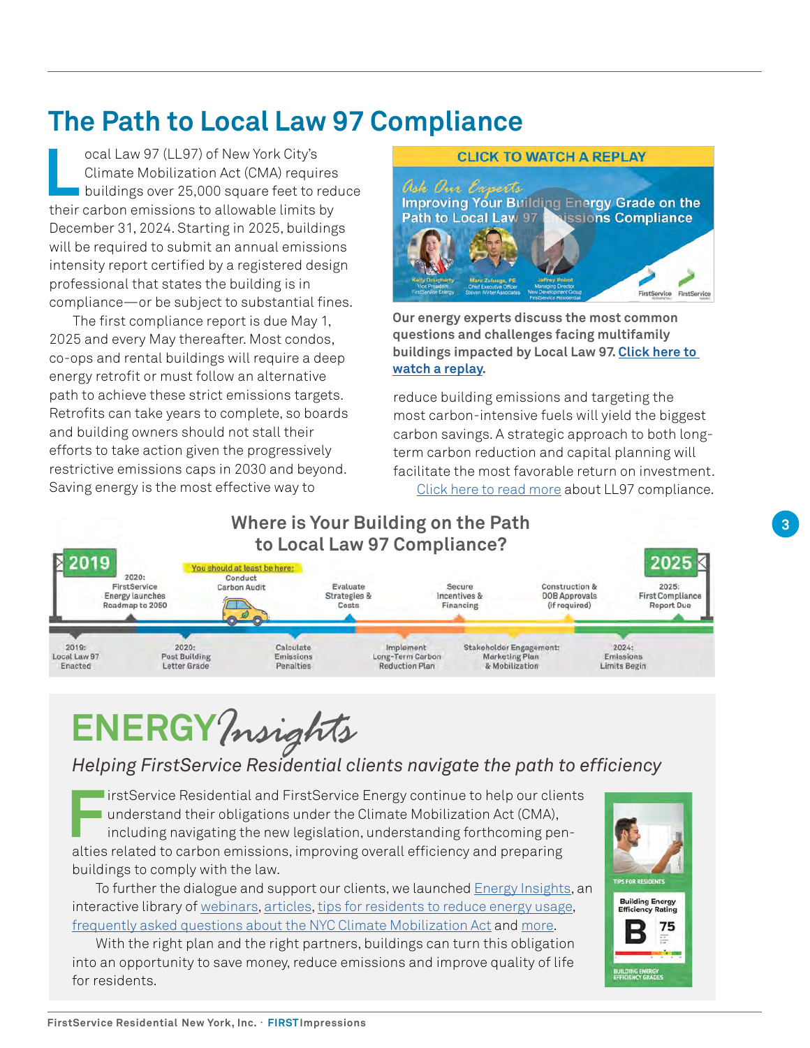# The Path to Local Law 97 Compliance

Local Law 97 (LL97) of New York City's Climate Mobilization Act (CMA) requires buildings over 25,000 square feet to reduce their carbon emissions to allowable limits by December 31, 2024. Starting in 2025, buildings will be required to submit an annual emissions intensity report certified by a registered design professional that states the building is in compliance—or be subject to substantial fines.

The first compliance report is due May 1, 2025 and every May thereafter. Most condos, co-ops and rental buildings will require a deep energy retrofit or must follow an alternative path to achieve these strict emissions targets. Retrofits can take years to complete, so boards and building owners should not stall their efforts to take action given the progressively restrictive emissions caps in 2030 and beyond. Saving energy is the most effective way to reduce building emissions and targeting the most carbon-intensive fuels will yield the biggest carbon savings. A strategic approach to both long-term carbon reduction and capital planning will facilitate the most favorable return on investment.

Click here to read more about LL97 compliance.

**CLICK TO WATCH A REPLAY**

*Ask Our Experts*
Improving Your Building Energy Grade on the Path to Local Law 97 Emissions Compliance

Kelly Dougherty, Vice President, FirstService Energy
Marc Zuluaga, PE, Chief Executive Officer, Steven Winter Associates
Jeffrey Poirot, Managing Director, New Development Group, FirstService Residential

**Our energy experts discuss the most common questions and challenges facing multifamily buildings impacted by Local Law 97. Click here to watch a replay.**

## Where is Your Building on the Path to Local Law 97 Compliance?

- 2019: Local Law 97 Enacted
- 2020: FirstService Energy launches Roadmap to 2050
- 2020: Post Building Letter Grade
- Conduct Carbon Audit (You should at least be here:)
- Calculate Emissions Penalties
- Evaluate Strategies & Costs
- Implement Long-Term Carbon Reduction Plan
- Secure Incentives & Financing
- Stakeholder Engagement: Marketing Plan & Mobilization
- Construction & DOB Approvals (if required)
- 2024: Emissions Limits Begin
- 2025: First Compliance Report Due

# ENERGY *Insights*

*Helping FirstService Residential clients navigate the path to efficiency*

FirstService Residential and FirstService Energy continue to help our clients understand their obligations under the Climate Mobilization Act (CMA), including navigating the new legislation, understanding forthcoming penalties related to carbon emissions, improving overall efficiency and preparing buildings to comply with the law.

To further the dialogue and support our clients, we launched Energy Insights, an interactive library of webinars, articles, tips for residents to reduce energy usage, frequently asked questions about the NYC Climate Mobilization Act and more.

With the right plan and the right partners, buildings can turn this obligation into an opportunity to save money, reduce emissions and improve quality of life for residents.

TIPS FOR RESIDENTS

Building Energy Efficiency Rating B 75

BUILDING ENERGY EFFICIENCY GRADES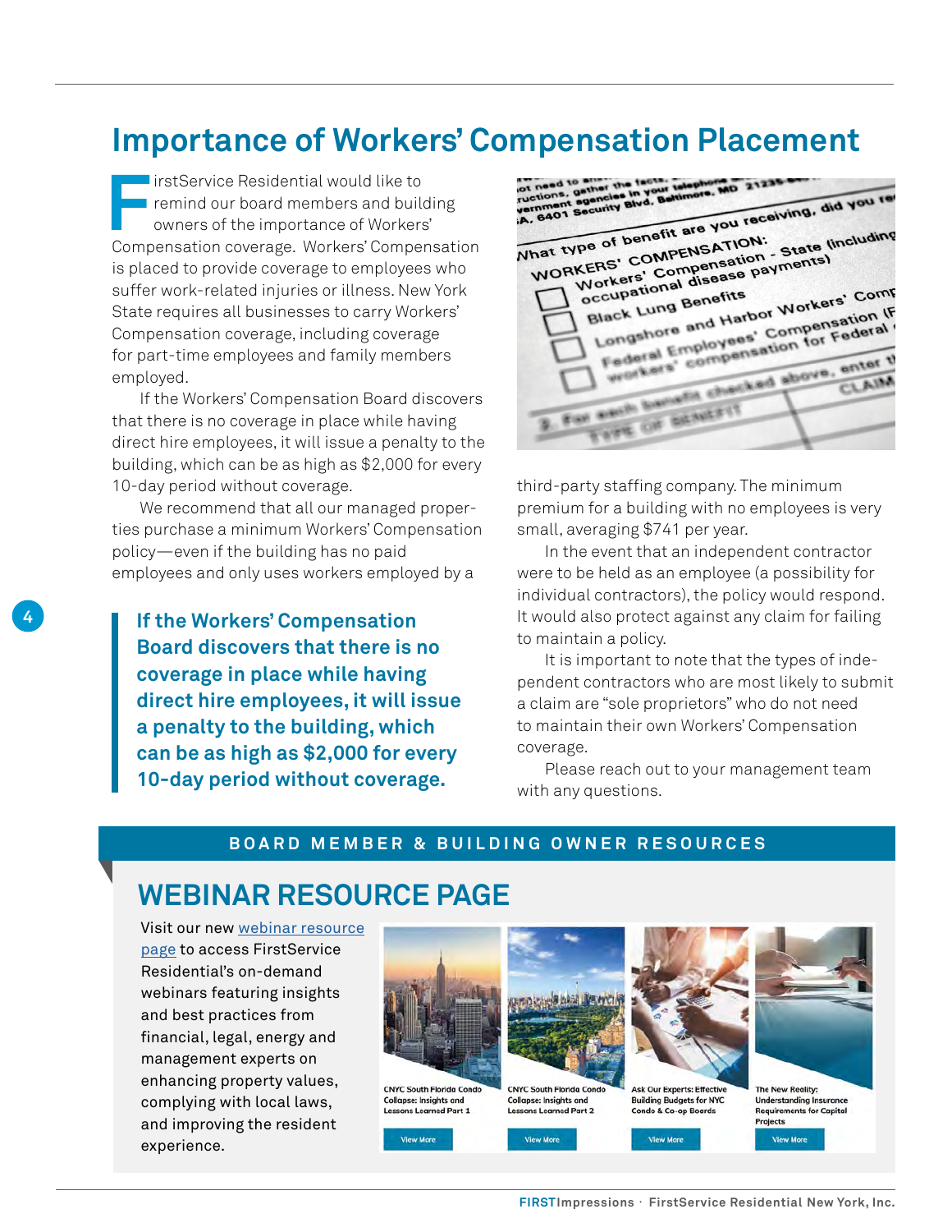# Importance of Workers' Compensation Placement

FirstService Residential would like to remind our board members and building owners of the importance of Workers' Compensation coverage. Workers' Compensation is placed to provide coverage to employees who suffer work-related injuries or illness. New York State requires all businesses to carry Workers' Compensation coverage, including coverage for part-time employees and family members employed.

If the Workers' Compensation Board discovers that there is no coverage in place while having direct hire employees, it will issue a penalty to the building, which can be as high as $2,000 for every 10-day period without coverage.

We recommend that all our managed properties purchase a minimum Workers' Compensation policy—even if the building has no paid employees and only uses workers employed by a third-party staffing company. The minimum premium for a building with no employees is very small, averaging $741 per year.

> **If the Workers' Compensation Board discovers that there is no coverage in place while having direct hire employees, it will issue a penalty to the building, which can be as high as $2,000 for every 10-day period without coverage.**

In the event that an independent contractor were to be held as an employee (a possibility for individual contractors), the policy would respond. It would also protect against any claim for failing to maintain a policy.

It is important to note that the types of independent contractors who are most likely to submit a claim are "sole proprietors" who do not need to maintain their own Workers' Compensation coverage.

Please reach out to your management team with any questions.

**BOARD MEMBER & BUILDING OWNER RESOURCES**

## WEBINAR RESOURCE PAGE

Visit our new webinar resource page to access FirstService Residential's on-demand webinars featuring insights and best practices from financial, legal, energy and management experts on enhancing property values, complying with local laws, and improving the resident experience.

- CNYC South Florida Condo Collapse: Insights and Lessons Learned Part 1 — View More
- CNYC South Florida Condo Collapse: Insights and Lessons Learned Part 2 — View More
- Ask Our Experts: Effective Building Budgets for NYC Condo & Co-op Boards — View More
- The New Reality: Understanding Insurance Requirements for Capital Projects — View More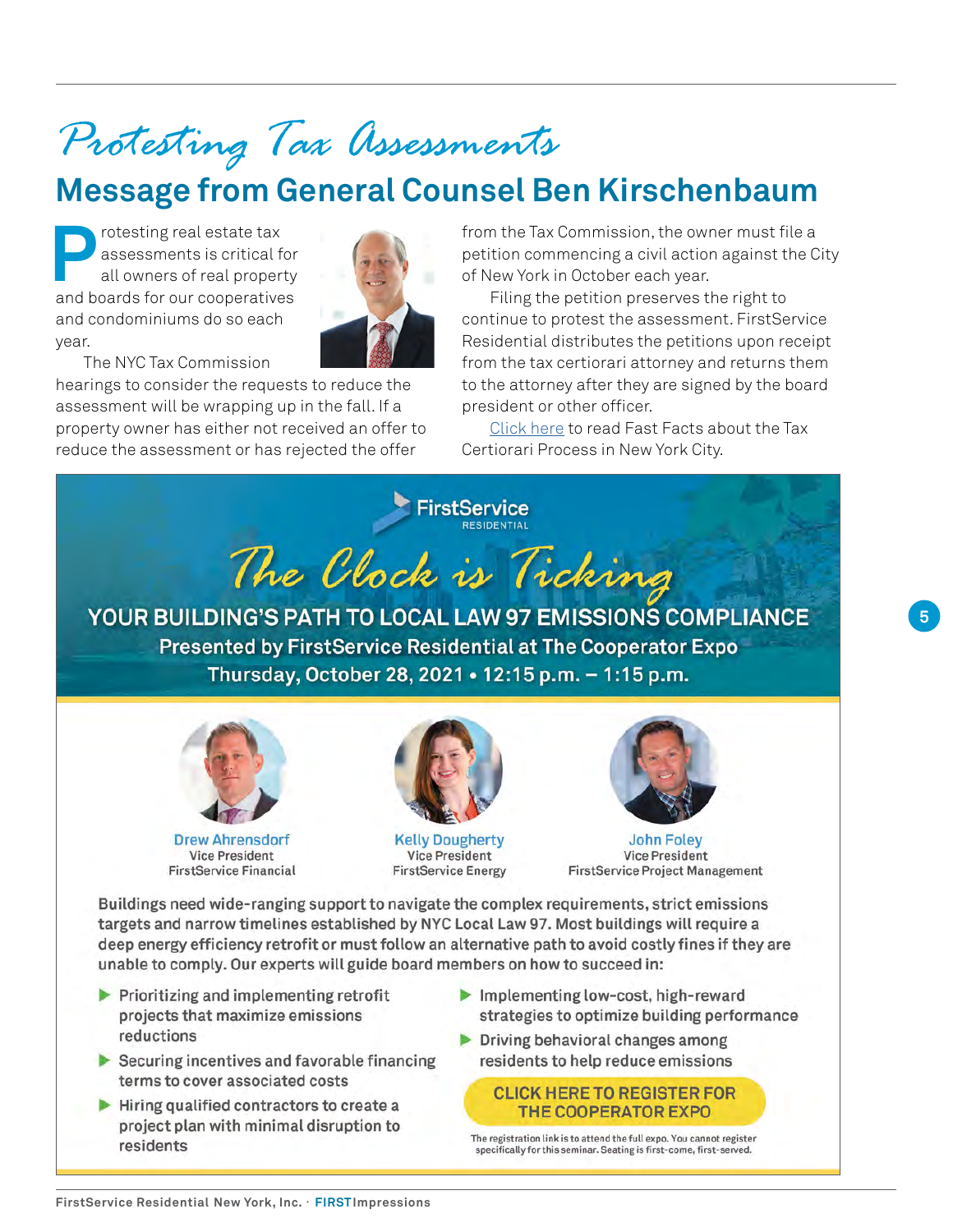# Protesting Tax Assessments

## Message from General Counsel Ben Kirschenbaum

Protesting real estate tax assessments is critical for all owners of real property and boards for our cooperatives and condominiums do so each year.

The NYC Tax Commission hearings to consider the requests to reduce the assessment will be wrapping up in the fall. If a property owner has either not received an offer to reduce the assessment or has rejected the offer from the Tax Commission, the owner must file a petition commencing a civil action against the City of New York in October each year.

Filing the petition preserves the right to continue to protest the assessment. FirstService Residential distributes the petitions upon receipt from the tax certiorari attorney and returns them to the attorney after they are signed by the board president or other officer.

Click here to read Fast Facts about the Tax Certiorari Process in New York City.

---

FirstService RESIDENTIAL

# The Clock is Ticking

## YOUR BUILDING'S PATH TO LOCAL LAW 97 EMISSIONS COMPLIANCE

**Presented by FirstService Residential at The Cooperator Expo**

**Thursday, October 28, 2021 • 12:15 p.m. – 1:15 p.m.**

**Drew Ahrensdorf**
Vice President
FirstService Financial

**Kelly Dougherty**
Vice President
FirstService Energy

**John Foley**
Vice President
FirstService Project Management

Buildings need wide-ranging support to navigate the complex requirements, strict emissions targets and narrow timelines established by NYC Local Law 97. Most buildings will require a deep energy efficiency retrofit or must follow an alternative path to avoid costly fines if they are unable to comply. Our experts will guide board members on how to succeed in:

- Prioritizing and implementing retrofit projects that maximize emissions reductions
- Securing incentives and favorable financing terms to cover associated costs
- Hiring qualified contractors to create a project plan with minimal disruption to residents
- Implementing low-cost, high-reward strategies to optimize building performance
- Driving behavioral changes among residents to help reduce emissions

**CLICK HERE TO REGISTER FOR THE COOPERATOR EXPO**

The registration link is to attend the full expo. You cannot register specifically for this seminar. Seating is first-come, first-served.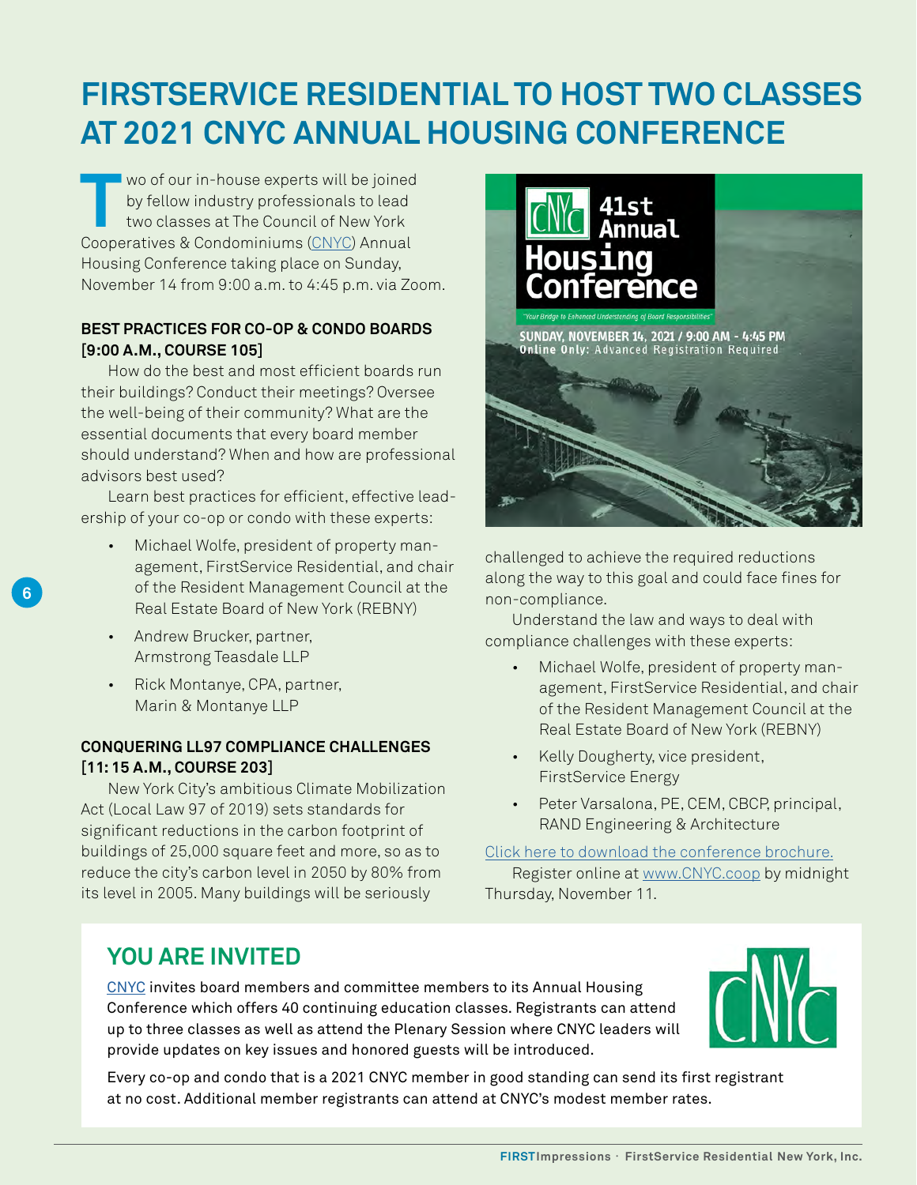# FIRSTSERVICE RESIDENTIAL TO HOST TWO CLASSES AT 2021 CNYC ANNUAL HOUSING CONFERENCE

Two of our in-house experts will be joined by fellow industry professionals to lead two classes at The Council of New York Cooperatives & Condominiums (CNYC) Annual Housing Conference taking place on Sunday, November 14 from 9:00 a.m. to 4:45 p.m. via Zoom.

### BEST PRACTICES FOR CO-OP & CONDO BOARDS [9:00 A.M., COURSE 105]

How do the best and most efficient boards run their buildings? Conduct their meetings? Oversee the well-being of their community? What are the essential documents that every board member should understand? When and how are professional advisors best used?

Learn best practices for efficient, effective leadership of your co-op or condo with these experts:

- Michael Wolfe, president of property management, FirstService Residential, and chair of the Resident Management Council at the Real Estate Board of New York (REBNY)
- Andrew Brucker, partner, Armstrong Teasdale LLP
- Rick Montanye, CPA, partner, Marin & Montanye LLP

### CONQUERING LL97 COMPLIANCE CHALLENGES [11: 15 A.M., COURSE 203]

New York City's ambitious Climate Mobilization Act (Local Law 97 of 2019) sets standards for significant reductions in the carbon footprint of buildings of 25,000 square feet and more, so as to reduce the city's carbon level in 2050 by 80% from its level in 2005. Many buildings will be seriously challenged to achieve the required reductions along the way to this goal and could face fines for non-compliance.

Understand the law and ways to deal with compliance challenges with these experts:

- Michael Wolfe, president of property management, FirstService Residential, and chair of the Resident Management Council at the Real Estate Board of New York (REBNY)
- Kelly Dougherty, vice president, FirstService Energy
- Peter Varsalona, PE, CEM, CBCP, principal, RAND Engineering & Architecture

CNYC 41st Annual Housing Conference
"Your Bridge to Enhanced Understanding of Board Responsibilities"
SUNDAY, NOVEMBER 14, 2021 / 9:00 AM - 4:45 PM
Online Only: Advanced Registration Required

Click here to download the conference brochure.

Register online at www.CNYC.coop by midnight Thursday, November 11.

## YOU ARE INVITED

CNYC invites board members and committee members to its Annual Housing Conference which offers 40 continuing education classes. Registrants can attend up to three classes as well as attend the Plenary Session where CNYC leaders will provide updates on key issues and honored guests will be introduced.

Every co-op and condo that is a 2021 CNYC member in good standing can send its first registrant at no cost. Additional member registrants can attend at CNYC's modest member rates.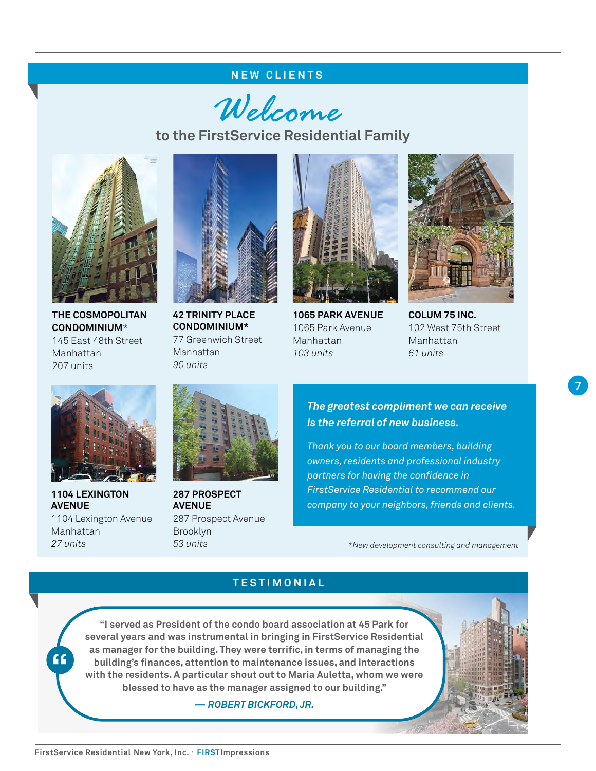## NEW CLIENTS

# Welcome

### to the FirstService Residential Family

**THE COSMOPOLITAN CONDOMINIUM***
145 East 48th Street
Manhattan
207 units

**42 TRINITY PLACE CONDOMINIUM***
77 Greenwich Street
Manhattan
*90 units*

**1065 PARK AVENUE**
1065 Park Avenue
Manhattan
*103 units*

**COLUM 75 INC.**
102 West 75th Street
Manhattan
*61 units*

**1104 LEXINGTON AVENUE**
1104 Lexington Avenue
Manhattan
*27 units*

**287 PROSPECT AVENUE**
287 Prospect Avenue
Brooklyn
*53 units*

***The greatest compliment we can receive is the referral of new business.***

*Thank you to our board members, building owners, residents and professional industry partners for having the confidence in FirstService Residential to recommend our company to your neighbors, friends and clients.*

**New development consulting and management*

## TESTIMONIAL

**"I served as President of the condo board association at 45 Park for several years and was instrumental in bringing in FirstService Residential as manager for the building. They were terrific, in terms of managing the building's finances, attention to maintenance issues, and interactions with the residents. A particular shout out to Maria Auletta, whom we were blessed to have as the manager assigned to our building."**

***— ROBERT BICKFORD, JR.***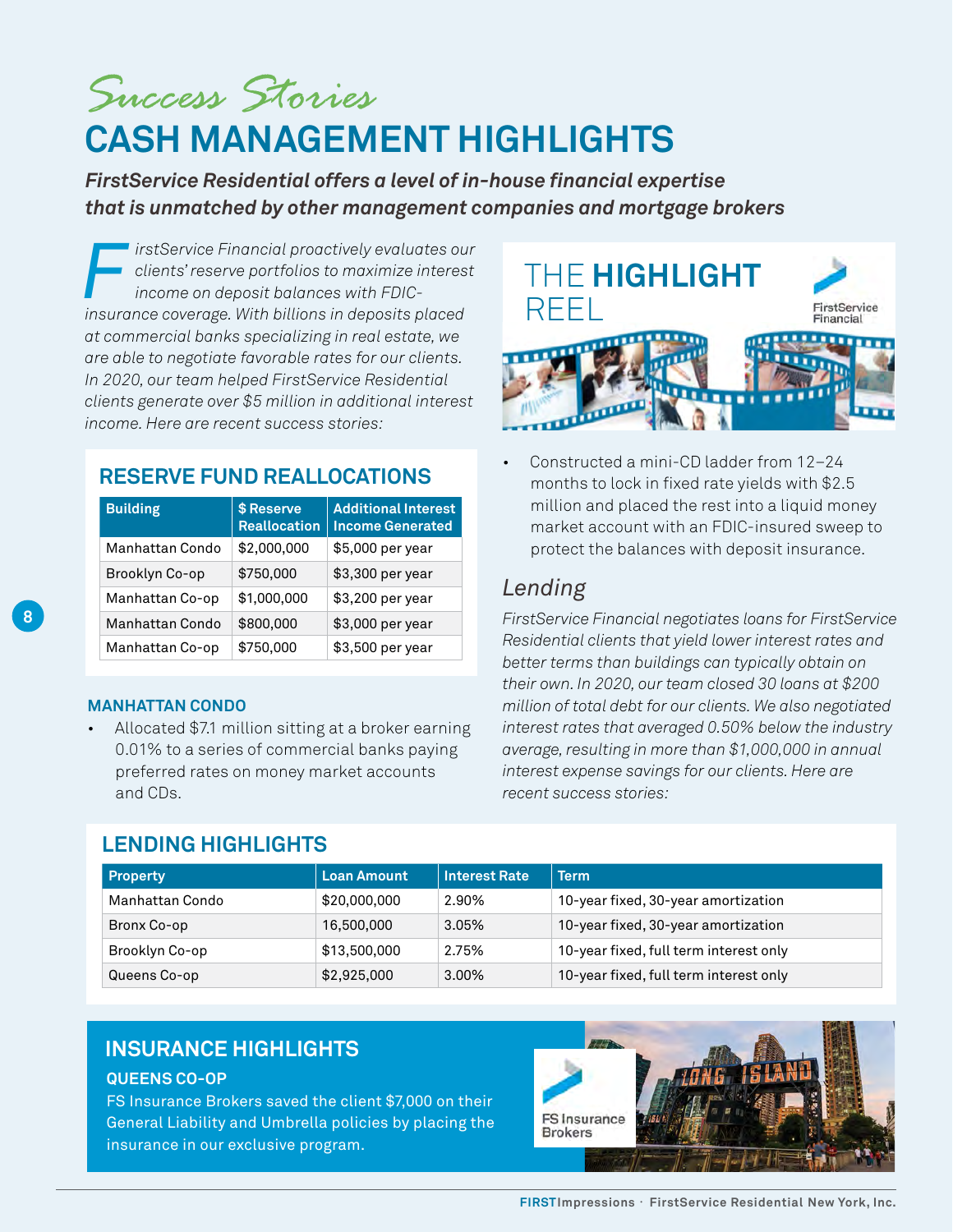*Success Stories*

# CASH MANAGEMENT HIGHLIGHTS

***FirstService Residential offers a level of in-house financial expertise that is unmatched by other management companies and mortgage brokers***

*FirstService Financial proactively evaluates our clients' reserve portfolios to maximize interest income on deposit balances with FDIC-insurance coverage. With billions in deposits placed at commercial banks specializing in real estate, we are able to negotiate favorable rates for our clients. In 2020, our team helped FirstService Residential clients generate over $5 million in additional interest income. Here are recent success stories:*

## RESERVE FUND REALLOCATIONS

| Building | $ Reserve Reallocation | Additional Interest Income Generated |
|---|---|---|
| Manhattan Condo | $2,000,000 | $5,000 per year |
| Brooklyn Co-op | $750,000 | $3,300 per year |
| Manhattan Co-op | $1,000,000 | $3,200 per year |
| Manhattan Condo | $800,000 | $3,000 per year |
| Manhattan Co-op | $750,000 | $3,500 per year |

### MANHATTAN CONDO

- Allocated $7.1 million sitting at a broker earning 0.01% to a series of commercial banks paying preferred rates on money market accounts and CDs.

THE **HIGHLIGHT** REEL

FirstService Financial

- Constructed a mini-CD ladder from 12–24 months to lock in fixed rate yields with $2.5 million and placed the rest into a liquid money market account with an FDIC-insured sweep to protect the balances with deposit insurance.

## *Lending*

*FirstService Financial negotiates loans for FirstService Residential clients that yield lower interest rates and better terms than buildings can typically obtain on their own. In 2020, our team closed 30 loans at $200 million of total debt for our clients. We also negotiated interest rates that averaged 0.50% below the industry average, resulting in more than $1,000,000 in annual interest expense savings for our clients. Here are recent success stories:*

## LENDING HIGHLIGHTS

| Property | Loan Amount | Interest Rate | Term |
|---|---|---|---|
| Manhattan Condo | $20,000,000 | 2.90% | 10-year fixed, 30-year amortization |
| Bronx Co-op | 16,500,000 | 3.05% | 10-year fixed, 30-year amortization |
| Brooklyn Co-op | $13,500,000 | 2.75% | 10-year fixed, full term interest only |
| Queens Co-op | $2,925,000 | 3.00% | 10-year fixed, full term interest only |

## INSURANCE HIGHLIGHTS

### QUEENS CO-OP

FS Insurance Brokers saved the client $7,000 on their General Liability and Umbrella policies by placing the insurance in our exclusive program.

FS Insurance Brokers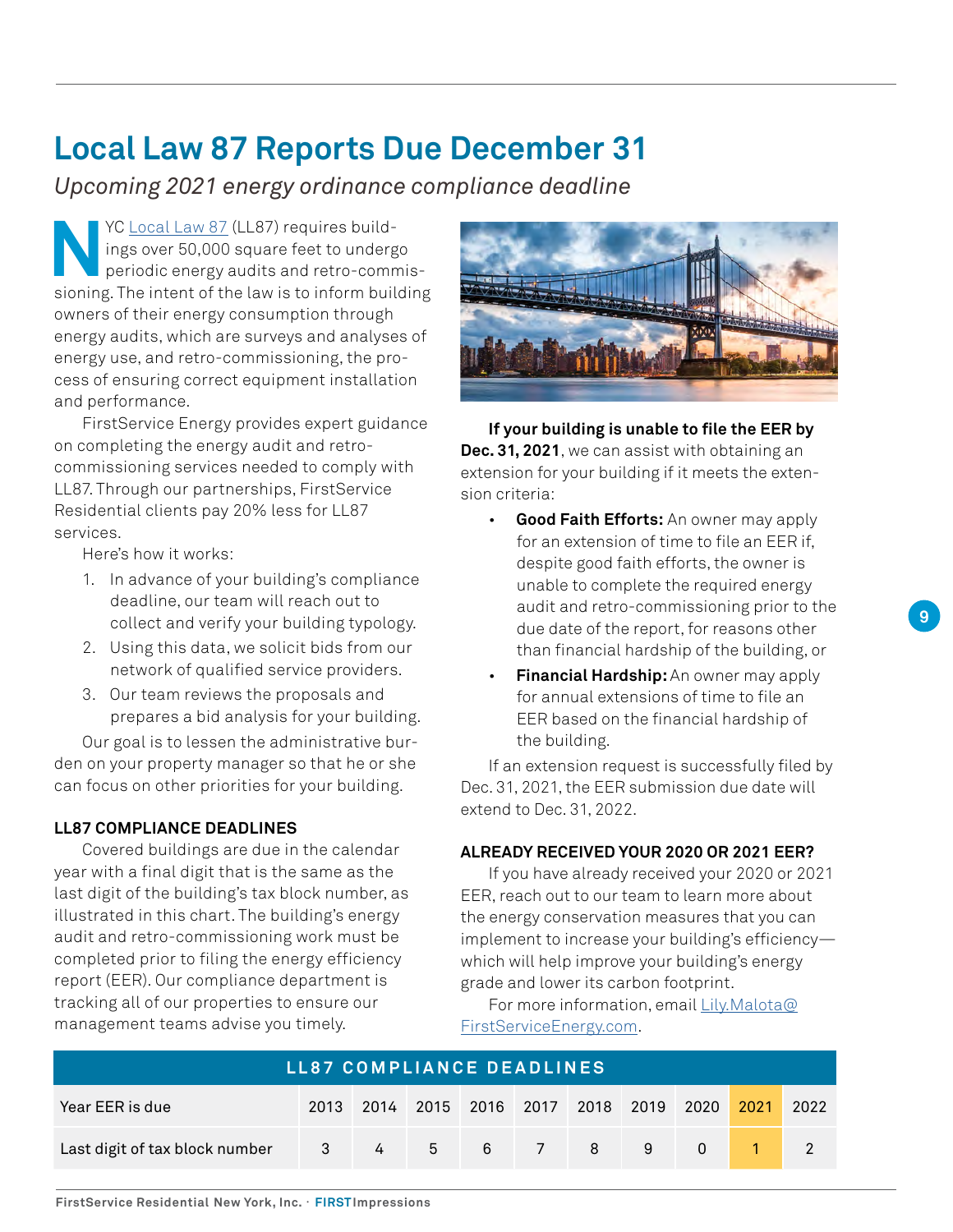# Local Law 87 Reports Due December 31

*Upcoming 2021 energy ordinance compliance deadline*

NYC Local Law 87 (LL87) requires buildings over 50,000 square feet to undergo periodic energy audits and retro-commissioning. The intent of the law is to inform building owners of their energy consumption through energy audits, which are surveys and analyses of energy use, and retro-commissioning, the process of ensuring correct equipment installation and performance.

FirstService Energy provides expert guidance on completing the energy audit and retro-commissioning services needed to comply with LL87. Through our partnerships, FirstService Residential clients pay 20% less for LL87 services.

Here's how it works:

1. In advance of your building's compliance deadline, our team will reach out to collect and verify your building typology.
2. Using this data, we solicit bids from our network of qualified service providers.
3. Our team reviews the proposals and prepares a bid analysis for your building.

Our goal is to lessen the administrative burden on your property manager so that he or she can focus on other priorities for your building.

### LL87 COMPLIANCE DEADLINES

Covered buildings are due in the calendar year with a final digit that is the same as the last digit of the building's tax block number, as illustrated in this chart. The building's energy audit and retro-commissioning work must be completed prior to filing the energy efficiency report (EER). Our compliance department is tracking all of our properties to ensure our management teams advise you timely.

**If your building is unable to file the EER by Dec. 31, 2021**, we can assist with obtaining an extension for your building if it meets the extension criteria:

- **Good Faith Efforts:** An owner may apply for an extension of time to file an EER if, despite good faith efforts, the owner is unable to complete the required energy audit and retro-commissioning prior to the due date of the report, for reasons other than financial hardship of the building, or
- **Financial Hardship:** An owner may apply for annual extensions of time to file an EER based on the financial hardship of the building.

If an extension request is successfully filed by Dec. 31, 2021, the EER submission due date will extend to Dec. 31, 2022.

### ALREADY RECEIVED YOUR 2020 OR 2021 EER?

If you have already received your 2020 or 2021 EER, reach out to our team to learn more about the energy conservation measures that you can implement to increase your building's efficiency—which will help improve your building's energy grade and lower its carbon footprint.

For more information, email Lily.Malota@FirstServiceEnergy.com.

**LL87 COMPLIANCE DEADLINES**

| Year EER is due | 2013 | 2014 | 2015 | 2016 | 2017 | 2018 | 2019 | 2020 | 2021 | 2022 |
|---|---|---|---|---|---|---|---|---|---|---|
| Last digit of tax block number | 3 | 4 | 5 | 6 | 7 | 8 | 9 | 0 | 1 | 2 |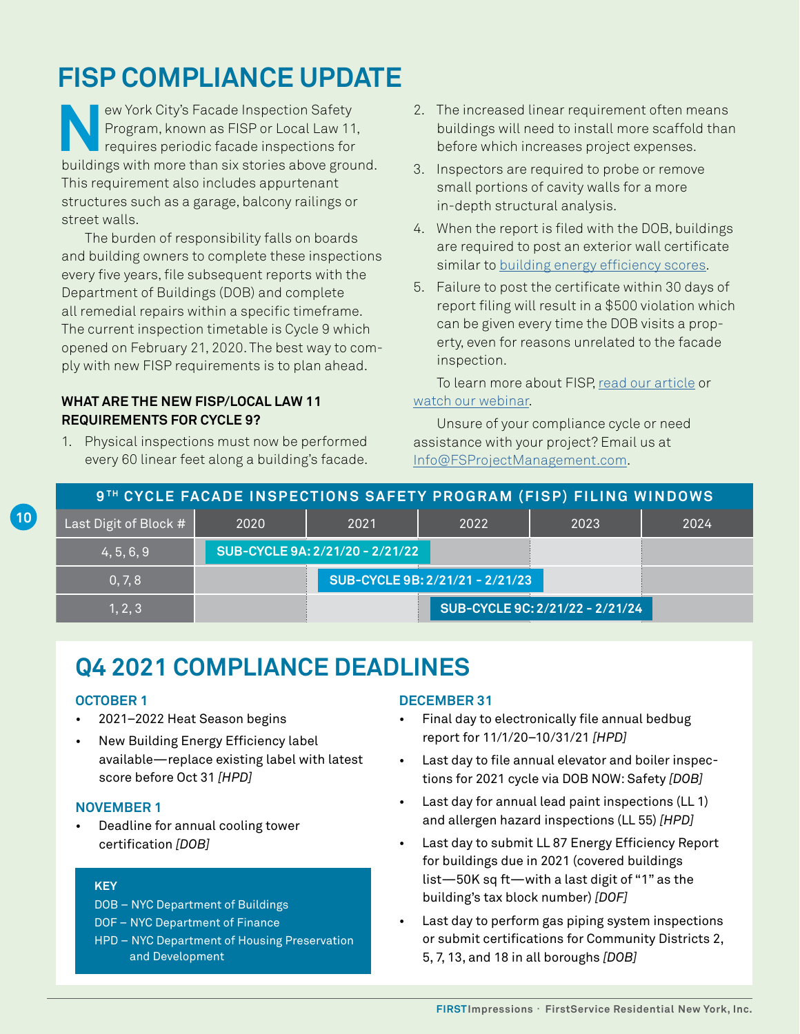# FISP COMPLIANCE UPDATE

New York City's Facade Inspection Safety Program, known as FISP or Local Law 11, requires periodic facade inspections for buildings with more than six stories above ground. This requirement also includes appurtenant structures such as a garage, balcony railings or street walls.

The burden of responsibility falls on boards and building owners to complete these inspections every five years, file subsequent reports with the Department of Buildings (DOB) and complete all remedial repairs within a specific timeframe. The current inspection timetable is Cycle 9 which opened on February 21, 2020. The best way to comply with new FISP requirements is to plan ahead.

### WHAT ARE THE NEW FISP/LOCAL LAW 11 REQUIREMENTS FOR CYCLE 9?

1. Physical inspections must now be performed every 60 linear feet along a building's facade.
2. The increased linear requirement often means buildings will need to install more scaffold than before which increases project expenses.
3. Inspectors are required to probe or remove small portions of cavity walls for a more in-depth structural analysis.
4. When the report is filed with the DOB, buildings are required to post an exterior wall certificate similar to building energy efficiency scores.
5. Failure to post the certificate within 30 days of report filing will result in a $500 violation which can be given every time the DOB visits a property, even for reasons unrelated to the facade inspection.

To learn more about FISP, read our article or watch our webinar.

Unsure of your compliance cycle or need assistance with your project? Email us at Info@FSProjectManagement.com.

**9TH CYCLE FACADE INSPECTIONS SAFETY PROGRAM (FISP) FILING WINDOWS**

| Last Digit of Block # | 2020 | 2021 | 2022 | 2023 | 2024 |
|---|---|---|---|---|---|
| 4, 5, 6, 9 | SUB-CYCLE 9A: 2/21/20 - 2/21/22 | | | | |
| 0, 7, 8 | | SUB-CYCLE 9B: 2/21/21 - 2/21/23 | | | |
| 1, 2, 3 | | | SUB-CYCLE 9C: 2/21/22 - 2/21/24 | | |

# Q4 2021 COMPLIANCE DEADLINES

### OCTOBER 1

- 2021–2022 Heat Season begins
- New Building Energy Efficiency label available—replace existing label with latest score before Oct 31 *[HPD]*

### NOVEMBER 1

- Deadline for annual cooling tower certification *[DOB]*

**KEY**

DOB – NYC Department of Buildings
DOF – NYC Department of Finance
HPD – NYC Department of Housing Preservation and Development

### DECEMBER 31

- Final day to electronically file annual bedbug report for 11/1/20–10/31/21 *[HPD]*
- Last day to file annual elevator and boiler inspections for 2021 cycle via DOB NOW: Safety *[DOB]*
- Last day for annual lead paint inspections (LL 1) and allergen hazard inspections (LL 55) *[HPD]*
- Last day to submit LL 87 Energy Efficiency Report for buildings due in 2021 (covered buildings list—50K sq ft—with a last digit of "1" as the building's tax block number) *[DOF]*
- Last day to perform gas piping system inspections or submit certifications for Community Districts 2, 5, 7, 13, and 18 in all boroughs *[DOB]*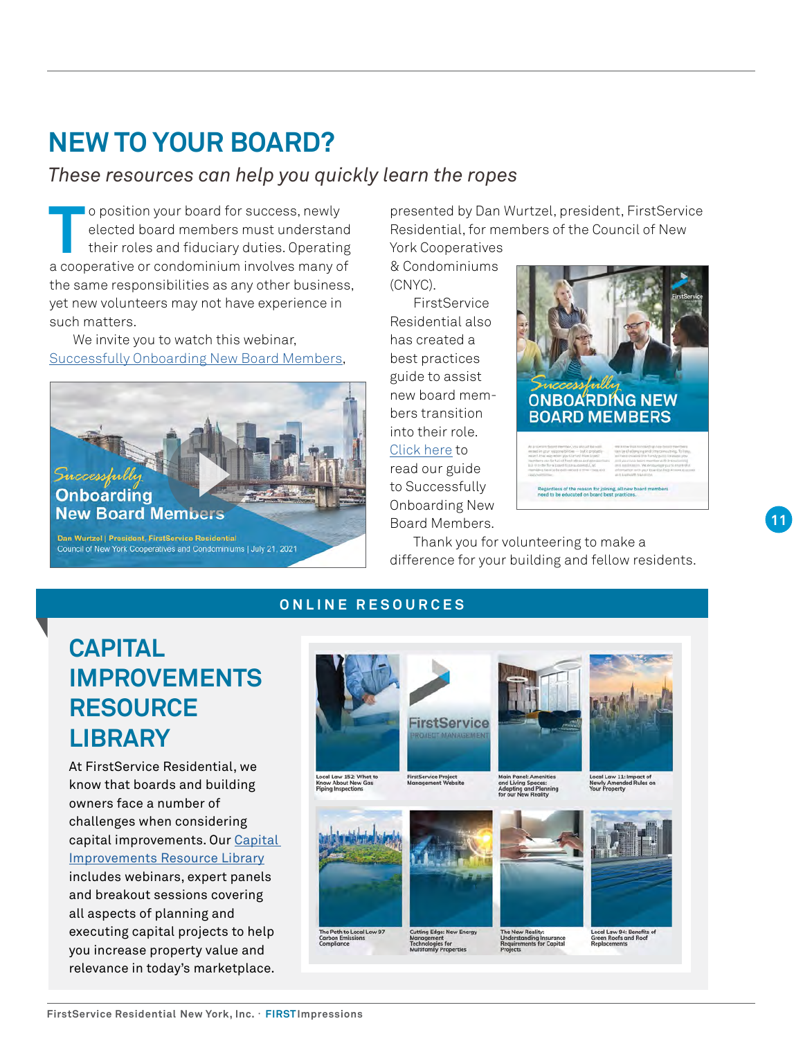# NEW TO YOUR BOARD?

*These resources can help you quickly learn the ropes*

To position your board for success, newly elected board members must understand their roles and fiduciary duties. Operating a cooperative or condominium involves many of the same responsibilities as any other business, yet new volunteers may not have experience in such matters.

We invite you to watch this webinar, Successfully Onboarding New Board Members, presented by Dan Wurtzel, president, FirstService Residential, for members of the Council of New York Cooperatives & Condominiums (CNYC).

FirstService Residential also has created a best practices guide to assist new board members transition into their role. Click here to read our guide to Successfully Onboarding New Board Members.

Thank you for volunteering to make a difference for your building and fellow residents.

## ONLINE RESOURCES

## CAPITAL IMPROVEMENTS RESOURCE LIBRARY

At FirstService Residential, we know that boards and building owners face a number of challenges when considering capital improvements. Our Capital Improvements Resource Library includes webinars, expert panels and breakout sessions covering all aspects of planning and executing capital projects to help you increase property value and relevance in today's marketplace.

- Local Law 152: What to Know About New Gas Piping Inspections
- FirstService Project Management Website
- Main Panel: Amenities and Living Spaces: Adapting and Planning for our New Reality
- Local Law 11: Impact of Newly Amended Rules on Your Property
- The Path to Local Law 97 Carbon Emissions Compliance
- Cutting Edge: New Energy Management Technologies for Multifamily Properties
- The New Reality: Understanding Insurance Requirements for Capital Projects
- Local Law 94: Benefits of Green Roofs and Roof Replacements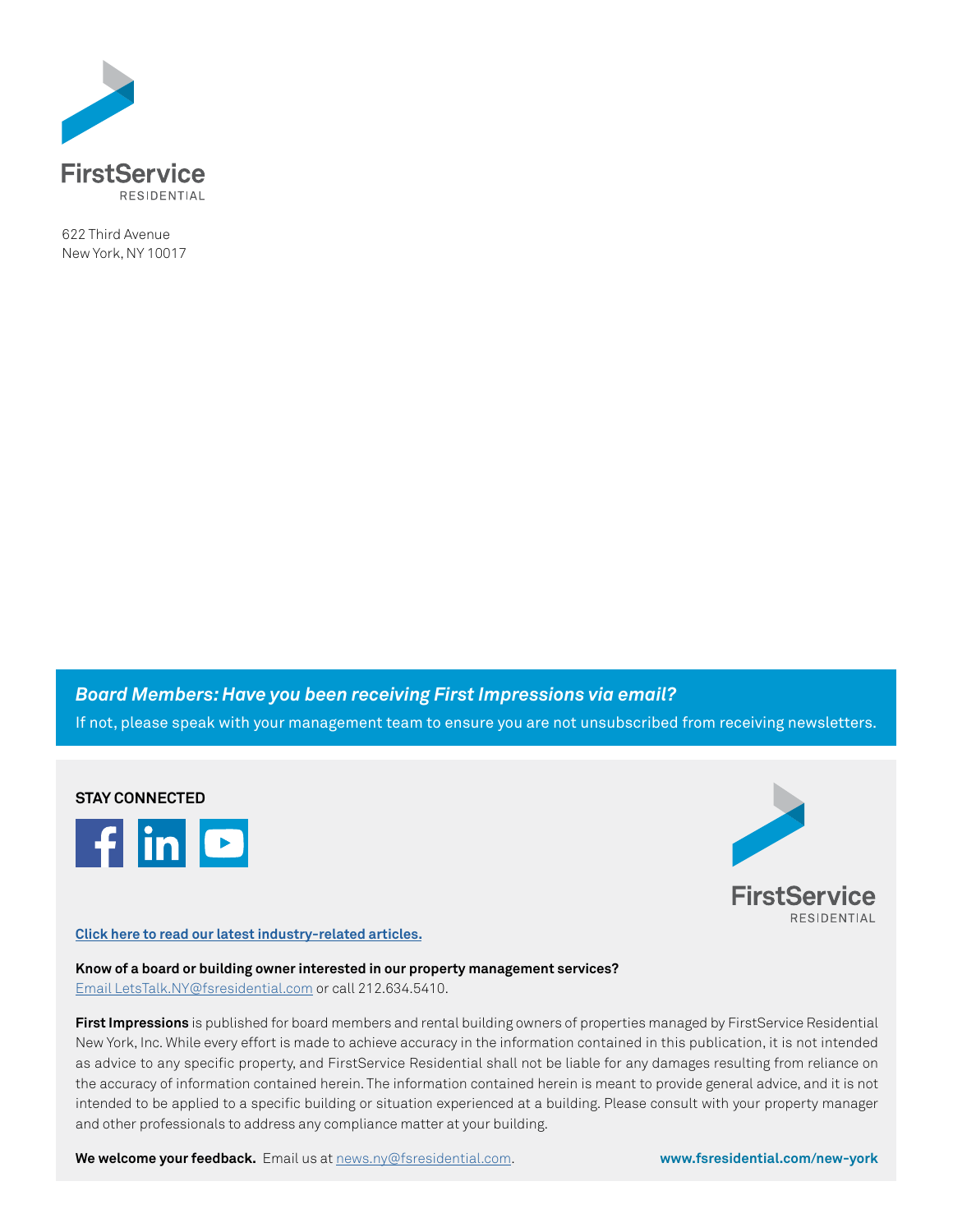FirstService RESIDENTIAL

622 Third Avenue
New York, NY 10017

***Board Members: Have you been receiving First Impressions via email?***

If not, please speak with your management team to ensure you are not unsubscribed from receiving newsletters.

**STAY CONNECTED**

FirstService RESIDENTIAL

**Click here to read our latest industry-related articles.**

**Know of a board or building owner interested in our property management services?**
Email LetsTalk.NY@fsresidential.com or call 212.634.5410.

**First Impressions** is published for board members and rental building owners of properties managed by FirstService Residential New York, Inc. While every effort is made to achieve accuracy in the information contained in this publication, it is not intended as advice to any specific property, and FirstService Residential shall not be liable for any damages resulting from reliance on the accuracy of information contained herein. The information contained herein is meant to provide general advice, and it is not intended to be applied to a specific building or situation experienced at a building. Please consult with your property manager and other professionals to address any compliance matter at your building.

**We welcome your feedback.** Email us at news.ny@fsresidential.com.

**www.fsresidential.com/new-york**